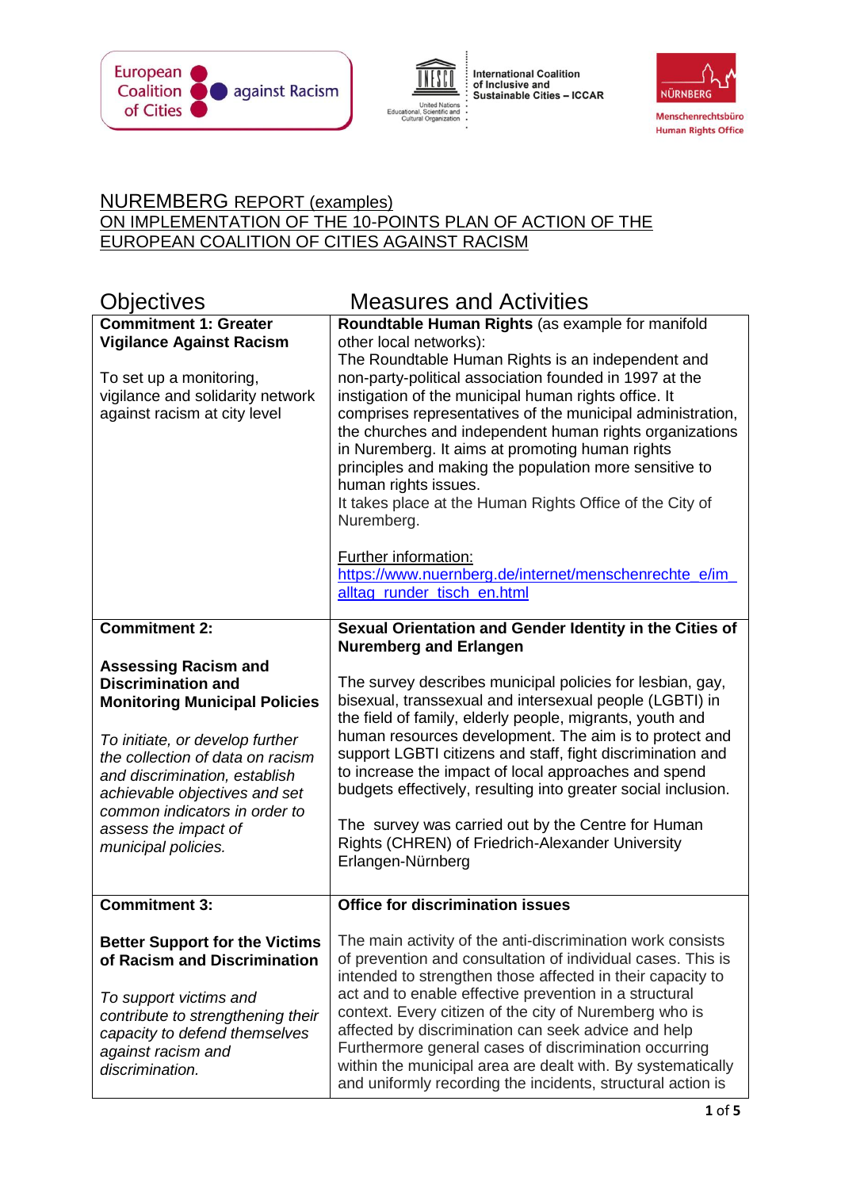European Coalition of Cities against Racism

International Coalition of Inclusive and Sustainable Cities – ICCAR

United Nations Educational, Scientific and Cultural Organization

NÜRNBERG

Menschenrechtsbüro
Human Rights Office

# NUREMBERG REPORT (examples) ON IMPLEMENTATION OF THE 10-POINTS PLAN OF ACTION OF THE EUROPEAN COALITION OF CITIES AGAINST RACISM

| Objectives | Measures and Activities |
|---|---|
| **Commitment 1: Greater Vigilance Against Racism**<br><br>To set up a monitoring, vigilance and solidarity network against racism at city level | **Roundtable Human Rights** (as example for manifold other local networks):<br>The Roundtable Human Rights is an independent and non-party-political association founded in 1997 at the instigation of the municipal human rights office. It comprises representatives of the municipal administration, the churches and independent human rights organizations in Nuremberg. It aims at promoting human rights principles and making the population more sensitive to human rights issues.<br>It takes place at the Human Rights Office of the City of Nuremberg.<br><br>Further information:<br>https://www.nuernberg.de/internet/menschenrechte_e/imalltag_runder_tisch_en.html |
| **Commitment 2:**<br><br>**Assessing Racism and Discrimination and Monitoring Municipal Policies**<br><br>*To initiate, or develop further the collection of data on racism and discrimination, establish achievable objectives and set common indicators in order to assess the impact of municipal policies.* | **Sexual Orientation and Gender Identity in the Cities of Nuremberg and Erlangen**<br><br>The survey describes municipal policies for lesbian, gay, bisexual, transsexual and intersexual people (LGBTI) in the field of family, elderly people, migrants, youth and human resources development. The aim is to protect and support LGBTI citizens and staff, fight discrimination and to increase the impact of local approaches and spend budgets effectively, resulting into greater social inclusion.<br><br>The survey was carried out by the Centre for Human Rights (CHREN) of Friedrich-Alexander University Erlangen-Nürnberg |
| **Commitment 3:**<br><br>**Better Support for the Victims of Racism and Discrimination**<br><br>*To support victims and contribute to strengthening their capacity to defend themselves against racism and discrimination.* | **Office for discrimination issues**<br><br>The main activity of the anti-discrimination work consists of prevention and consultation of individual cases. This is intended to strengthen those affected in their capacity to act and to enable effective prevention in a structural context. Every citizen of the city of Nuremberg who is affected by discrimination can seek advice and help Furthermore general cases of discrimination occurring within the municipal area are dealt with. By systematically and uniformly recording the incidents, structural action is |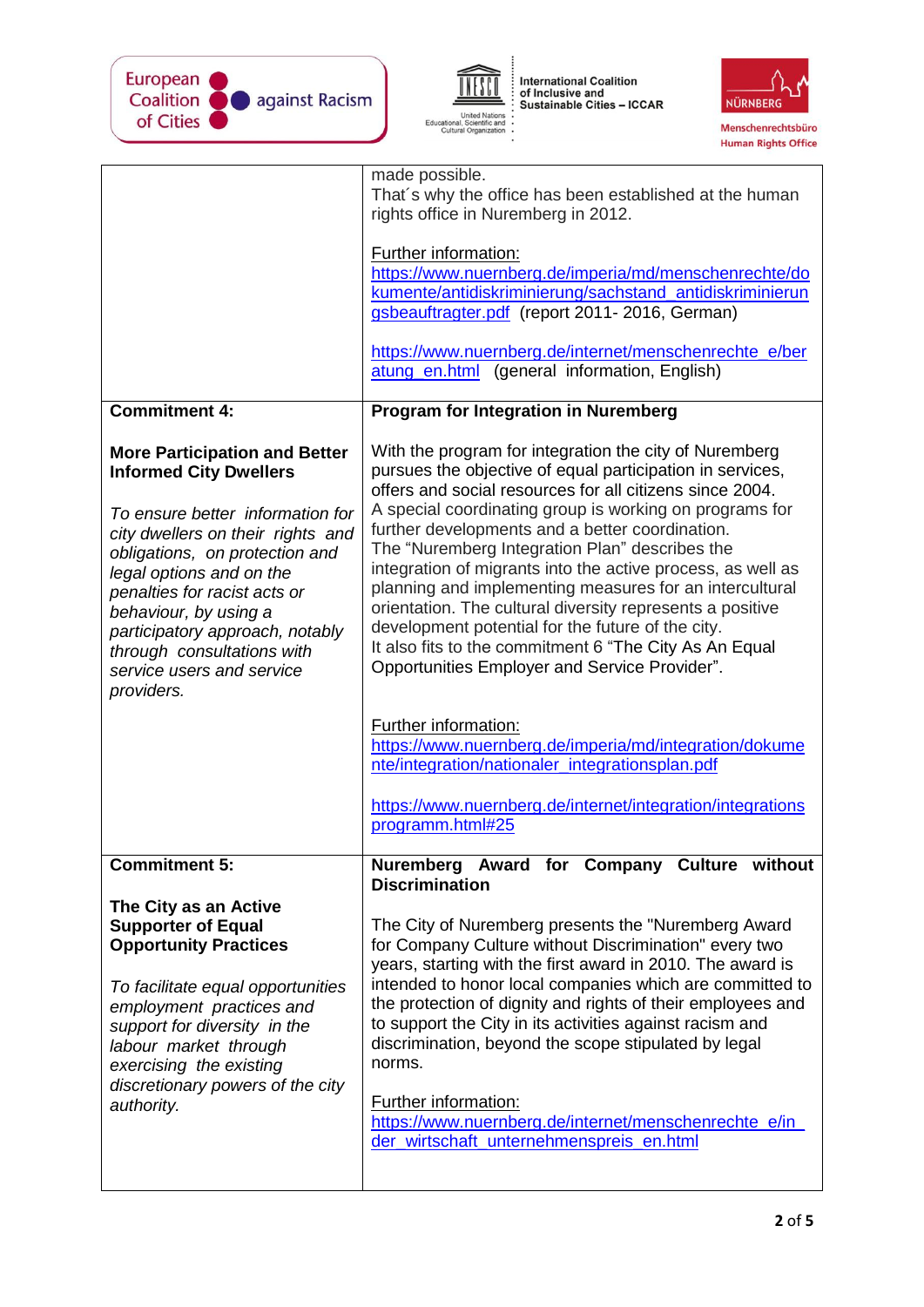| | |
|---|---|
| | made possible.<br>That´s why the office has been established at the human rights office in Nuremberg in 2012.<br><br>Further information:<br>https://www.nuernberg.de/imperia/md/menschenrechte/dokumente/antidiskriminierung/sachstand_antidiskriminierungsbeauftragter.pdf (report 2011- 2016, German)<br><br>https://www.nuernberg.de/internet/menschenrechte_e/beratung_en.html (general information, English) |
| **Commitment 4:**<br><br>**More Participation and Better Informed City Dwellers**<br><br>*To ensure better information for city dwellers on their rights and obligations, on protection and legal options and on the penalties for racist acts or behaviour, by using a participatory approach, notably through consultations with service users and service providers.* | **Program for Integration in Nuremberg**<br><br>With the program for integration the city of Nuremberg pursues the objective of equal participation in services, offers and social resources for all citizens since 2004.<br>A special coordinating group is working on programs for further developments and a better coordination.<br>The "Nuremberg Integration Plan" describes the integration of migrants into the active process, as well as planning and implementing measures for an intercultural orientation. The cultural diversity represents a positive development potential for the future of the city.<br>It also fits to the commitment 6 "The City As An Equal Opportunities Employer and Service Provider".<br><br>Further information:<br>https://www.nuernberg.de/imperia/md/integration/dokumente/integration/nationaler_integrationsplan.pdf<br><br>https://www.nuernberg.de/internet/integration/integrationsprogramm.html#25 |
| **Commitment 5:**<br><br>**The City as an Active Supporter of Equal Opportunity Practices**<br><br>*To facilitate equal opportunities employment practices and support for diversity in the labour market through exercising the existing discretionary powers of the city authority.* | **Nuremberg Award for Company Culture without Discrimination**<br><br>The City of Nuremberg presents the "Nuremberg Award for Company Culture without Discrimination" every two years, starting with the first award in 2010. The award is intended to honor local companies which are committed to the protection of dignity and rights of their employees and to support the City in its activities against racism and discrimination, beyond the scope stipulated by legal norms.<br><br>Further information:<br>https://www.nuernberg.de/internet/menschenrechte_e/in_der_wirtschaft_unternehmenspreis_en.html |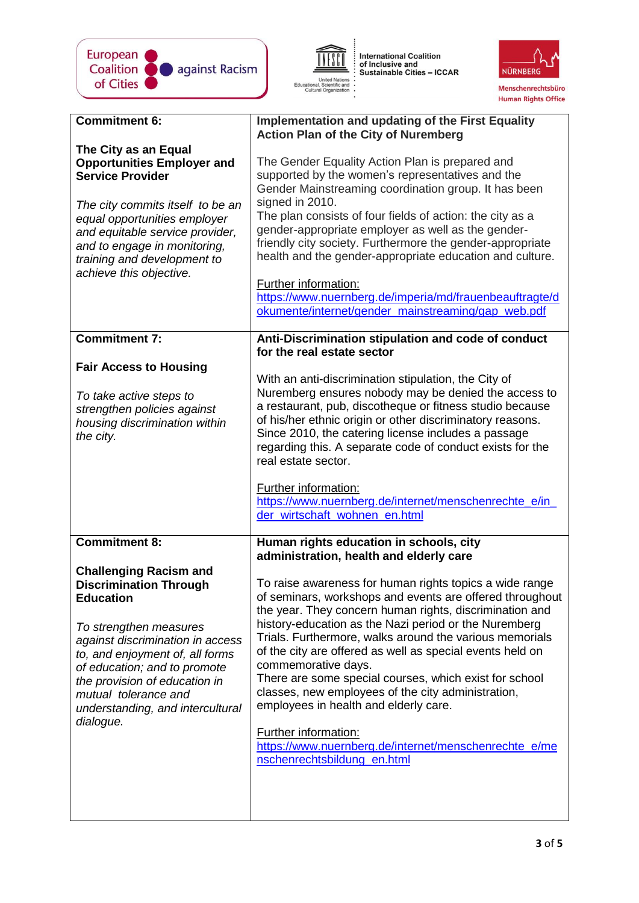| **Commitment 6:**<br><br>**The City as an Equal Opportunities Employer and Service Provider**<br><br>*The city commits itself to be an equal opportunities employer and equitable service provider, and to engage in monitoring, training and development to achieve this objective.* | **Implementation and updating of the First Equality Action Plan of the City of Nuremberg**<br><br>The Gender Equality Action Plan is prepared and supported by the women's representatives and the Gender Mainstreaming coordination group. It has been signed in 2010.<br>The plan consists of four fields of action: the city as a gender-appropriate employer as well as the gender-friendly city society. Furthermore the gender-appropriate health and the gender-appropriate education and culture.<br><br>Further information:<br>https://www.nuernberg.de/imperia/md/frauenbeauftragte/dokumente/internet/gender_mainstreaming/gap_web.pdf |
|---|---|
| **Commitment 7:**<br><br>**Fair Access to Housing**<br><br>*To take active steps to strengthen policies against housing discrimination within the city.* | **Anti-Discrimination stipulation and code of conduct for the real estate sector**<br><br>With an anti-discrimination stipulation, the City of Nuremberg ensures nobody may be denied the access to a restaurant, pub, discotheque or fitness studio because of his/her ethnic origin or other discriminatory reasons. Since 2010, the catering license includes a passage regarding this. A separate code of conduct exists for the real estate sector.<br><br>Further information:<br>https://www.nuernberg.de/internet/menschenrechte_e/in_der_wirtschaft_wohnen_en.html |
| **Commitment 8:**<br><br>**Challenging Racism and Discrimination Through Education**<br><br>*To strengthen measures against discrimination in access to, and enjoyment of, all forms of education; and to promote the provision of education in mutual tolerance and understanding, and intercultural dialogue.* | **Human rights education in schools, city administration, health and elderly care**<br><br>To raise awareness for human rights topics a wide range of seminars, workshops and events are offered throughout the year. They concern human rights, discrimination and history-education as the Nazi period or the Nuremberg Trials. Furthermore, walks around the various memorials of the city are offered as well as special events held on commemorative days.<br>There are some special courses, which exist for school classes, new employees of the city administration, employees in health and elderly care.<br><br>Further information:<br>https://www.nuernberg.de/internet/menschenrechte_e/menschenrechtsbildung_en.html |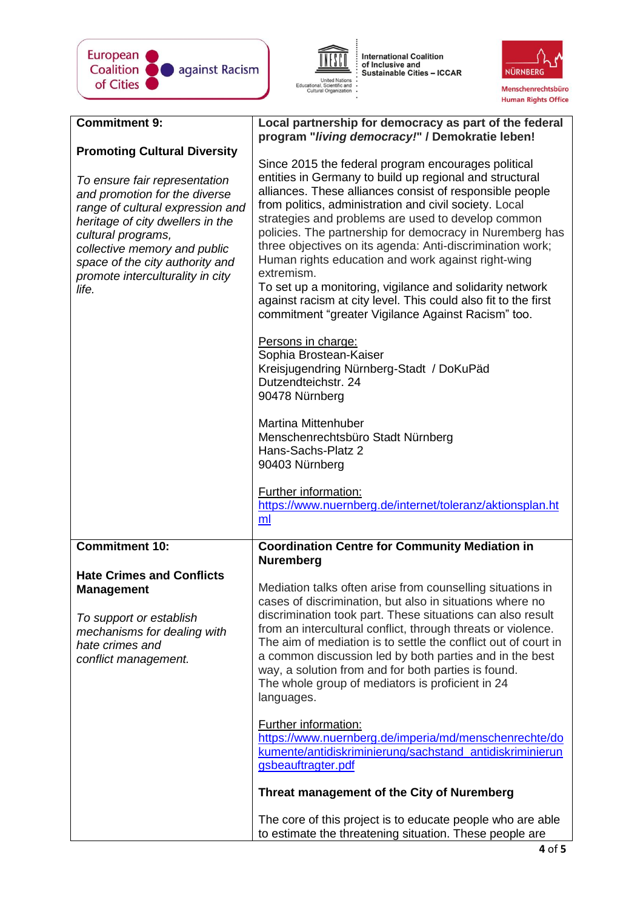| **Commitment 9:**<br><br>**Promoting Cultural Diversity**<br><br>*To ensure fair representation and promotion for the diverse range of cultural expression and heritage of city dwellers in the cultural programs, collective memory and public space of the city authority and promote interculturality in city life.* | **Local partnership for democracy as part of the federal program "*living democracy!*" / Demokratie leben!**<br><br>Since 2015 the federal program encourages political entities in Germany to build up regional and structural alliances. These alliances consist of responsible people from politics, administration and civil society. Local strategies and problems are used to develop common policies. The partnership for democracy in Nuremberg has three objectives on its agenda: Anti-discrimination work; Human rights education and work against right-wing extremism.<br>To set up a monitoring, vigilance and solidarity network against racism at city level. This could also fit to the first commitment "greater Vigilance Against Racism" too.<br><br>Persons in charge:<br>Sophia Brostean-Kaiser<br>Kreisjugendring Nürnberg-Stadt / DoKuPäd<br>Dutzendteichstr. 24<br>90478 Nürnberg<br><br>Martina Mittenhuber<br>Menschenrechtsbüro Stadt Nürnberg<br>Hans-Sachs-Platz 2<br>90403 Nürnberg<br><br>Further information:<br>https://www.nuernberg.de/internet/toleranz/aktionsplan.html |
|---|---|
| **Commitment 10:**<br><br>**Hate Crimes and Conflicts Management**<br><br>*To support or establish mechanisms for dealing with hate crimes and conflict management.* | **Coordination Centre for Community Mediation in Nuremberg**<br><br>Mediation talks often arise from counselling situations in cases of discrimination, but also in situations where no discrimination took part. These situations can also result from an intercultural conflict, through threats or violence. The aim of mediation is to settle the conflict out of court in a common discussion led by both parties and in the best way, a solution from and for both parties is found.<br>The whole group of mediators is proficient in 24 languages.<br><br>Further information:<br>https://www.nuernberg.de/imperia/md/menschenrechte/dokumente/antidiskriminierung/sachstand_antidiskriminierungsbeauftragter.pdf<br><br>**Threat management of the City of Nuremberg**<br><br>The core of this project is to educate people who are able to estimate the threatening situation. These people are |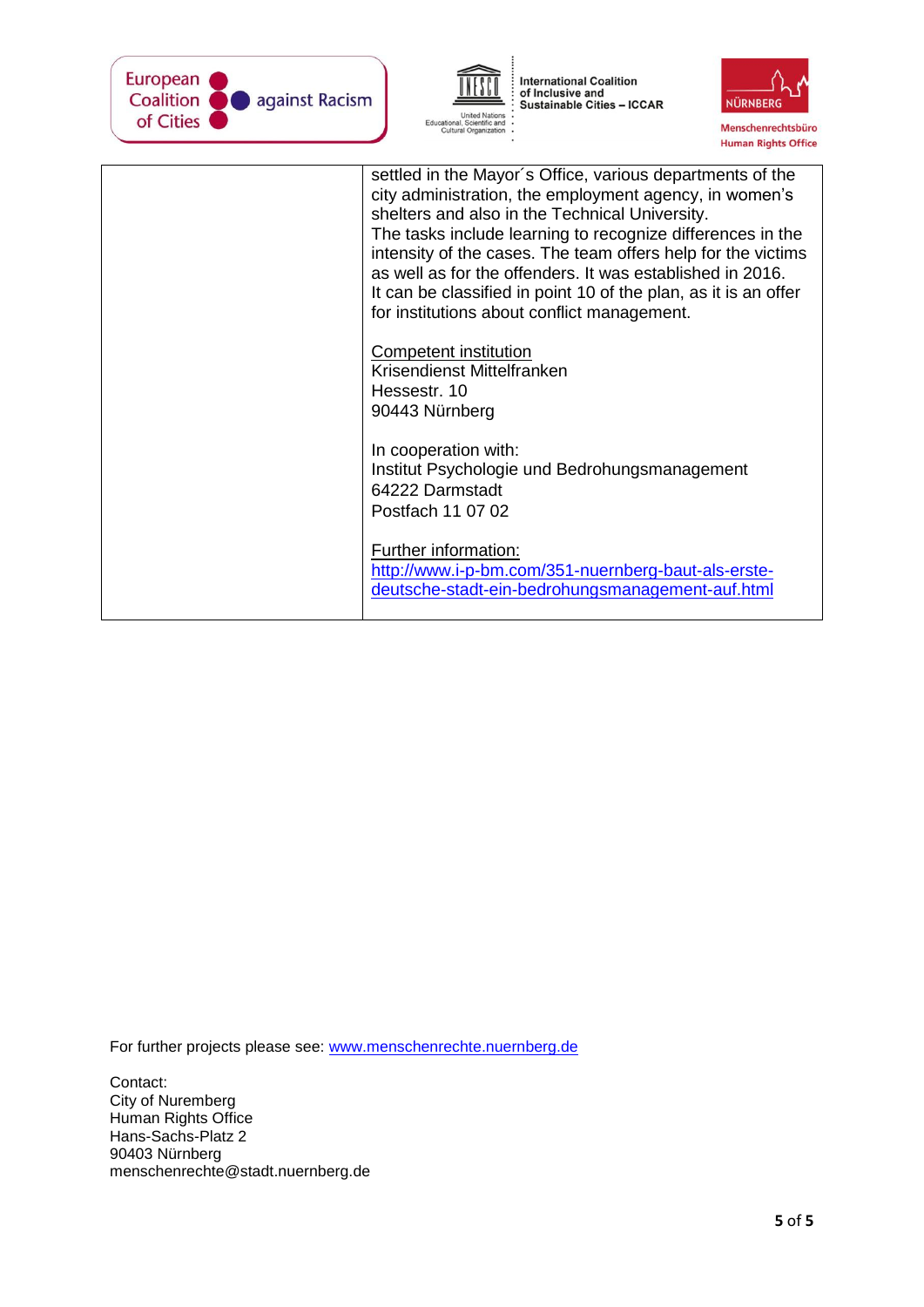| | |
|---|---|
| | settled in the Mayor´s Office, various departments of the city administration, the employment agency, in women's shelters and also in the Technical University.<br>The tasks include learning to recognize differences in the intensity of the cases. The team offers help for the victims as well as for the offenders. It was established in 2016.<br>It can be classified in point 10 of the plan, as it is an offer for institutions about conflict management.<br><br><u>Competent institution</u><br>Krisendienst Mittelfranken<br>Hessestr. 10<br>90443 Nürnberg<br><br>In cooperation with:<br>Institut Psychologie und Bedrohungsmanagement<br>64222 Darmstadt<br>Postfach 11 07 02<br><br><u>Further information:</u><br>http://www.i-p-bm.com/351-nuernberg-baut-als-erste-deutsche-stadt-ein-bedrohungsmanagement-auf.html |

For further projects please see: www.menschenrechte.nuernberg.de

Contact:
City of Nuremberg
Human Rights Office
Hans-Sachs-Platz 2
90403 Nürnberg
menschenrechte@stadt.nuernberg.de